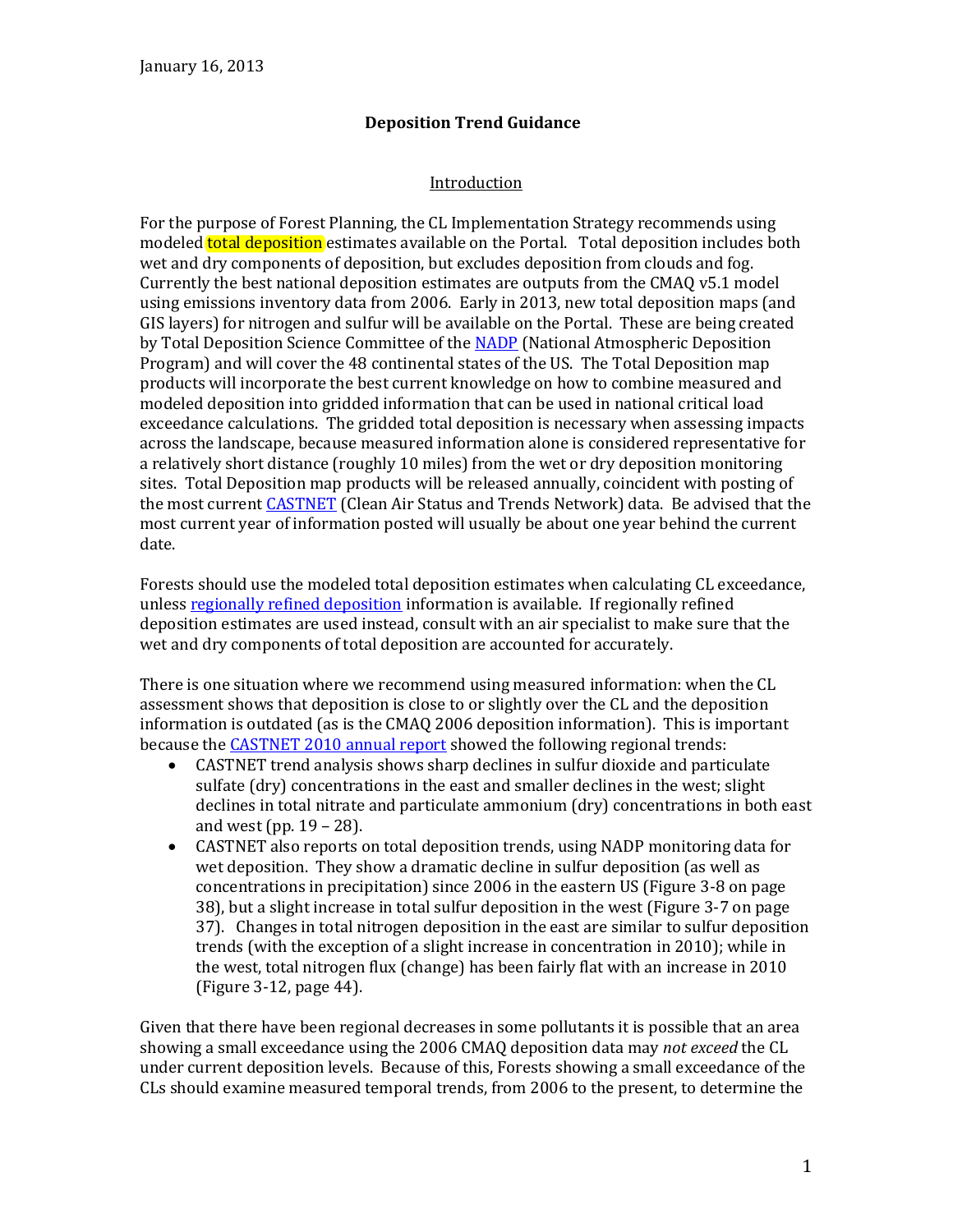January 16, 2013

## Deposition Trend Guidance

### Introduction

For the purpose of Forest Planning, the CL Implementation Strategy recommends using modeled total deposition estimates available on the Portal. Total deposition includes both wet and dry components of deposition, but excludes deposition from clouds and fog. Currently the best national deposition estimates are outputs from the CMAQ v5.1 model using emissions inventory data from 2006. Early in 2013, new total deposition maps (and GIS layers) for nitrogen and sulfur will be available on the Portal. These are being created by Total Deposition Science Committee of the NADP (National Atmospheric Deposition Program) and will cover the 48 continental states of the US. The Total Deposition map products will incorporate the best current knowledge on how to combine measured and modeled deposition into gridded information that can be used in national critical load exceedance calculations. The gridded total deposition is necessary when assessing impacts across the landscape, because measured information alone is considered representative for a relatively short distance (roughly 10 miles) from the wet or dry deposition monitoring sites. Total Deposition map products will be released annually, coincident with posting of the most current CASTNET (Clean Air Status and Trends Network) data. Be advised that the most current year of information posted will usually be about one year behind the current date.

Forests should use the modeled total deposition estimates when calculating CL exceedance, unless regionally refined deposition information is available. If regionally refined deposition estimates are used instead, consult with an air specialist to make sure that the wet and dry components of total deposition are accounted for accurately.

There is one situation where we recommend using measured information: when the CL assessment shows that deposition is close to or slightly over the CL and the deposition information is outdated (as is the CMAQ 2006 deposition information). This is important because the CASTNET 2010 annual report showed the following regional trends:

- CASTNET trend analysis shows sharp declines in sulfur dioxide and particulate sulfate (dry) concentrations in the east and smaller declines in the west; slight declines in total nitrate and particulate ammonium (dry) concentrations in both east and west (pp. 19 – 28).
- CASTNET also reports on total deposition trends, using NADP monitoring data for wet deposition. They show a dramatic decline in sulfur deposition (as well as concentrations in precipitation) since 2006 in the eastern US (Figure 3-8 on page 38), but a slight increase in total sulfur deposition in the west (Figure 3-7 on page 37). Changes in total nitrogen deposition in the east are similar to sulfur deposition trends (with the exception of a slight increase in concentration in 2010); while in the west, total nitrogen flux (change) has been fairly flat with an increase in 2010 (Figure 3-12, page 44).

Given that there have been regional decreases in some pollutants it is possible that an area showing a small exceedance using the 2006 CMAQ deposition data may *not exceed* the CL under current deposition levels. Because of this, Forests showing a small exceedance of the CLs should examine measured temporal trends, from 2006 to the present, to determine the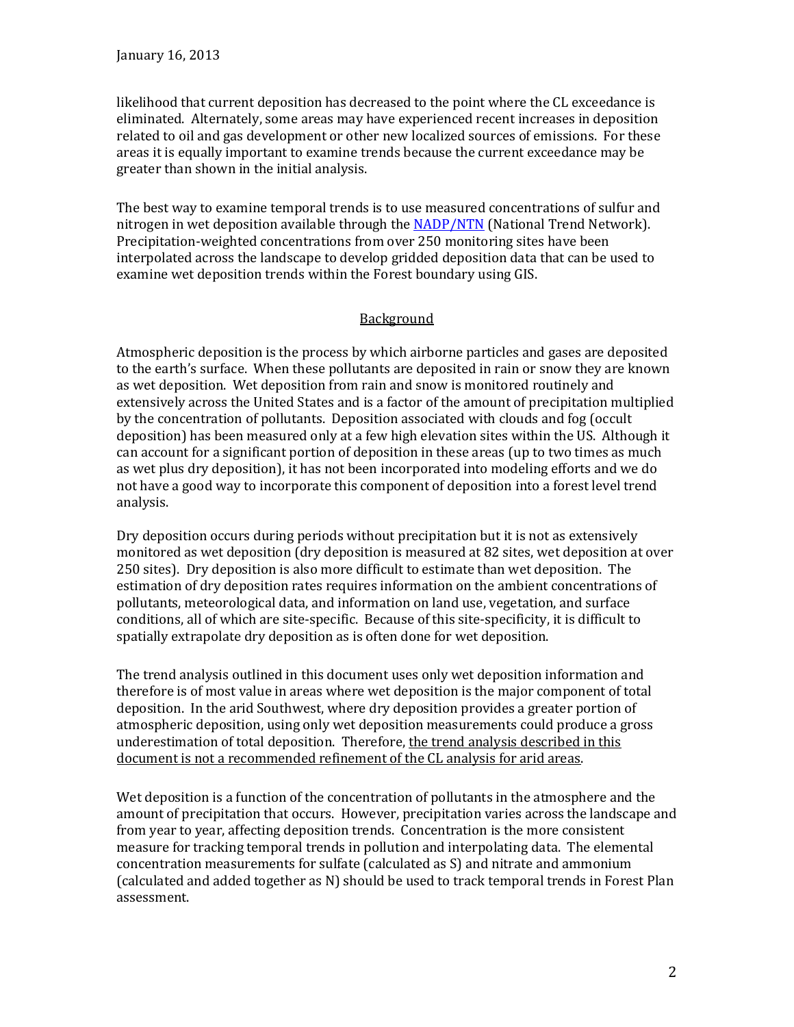likelihood that current deposition has decreased to the point where the CL exceedance is eliminated. Alternately, some areas may have experienced recent increases in deposition related to oil and gas development or other new localized sources of emissions. For these areas it is equally important to examine trends because the current exceedance may be greater than shown in the initial analysis.

The best way to examine temporal trends is to use measured concentrations of sulfur and nitrogen in wet deposition available through the [NADP/NTN](NADP/NTN) (National Trend Network). Precipitation-weighted concentrations from over 250 monitoring sites have been interpolated across the landscape to develop gridded deposition data that can be used to examine wet deposition trends within the Forest boundary using GIS.

## Background

Atmospheric deposition is the process by which airborne particles and gases are deposited to the earth's surface. When these pollutants are deposited in rain or snow they are known as wet deposition. Wet deposition from rain and snow is monitored routinely and extensively across the United States and is a factor of the amount of precipitation multiplied by the concentration of pollutants. Deposition associated with clouds and fog (occult deposition) has been measured only at a few high elevation sites within the US. Although it can account for a significant portion of deposition in these areas (up to two times as much as wet plus dry deposition), it has not been incorporated into modeling efforts and we do not have a good way to incorporate this component of deposition into a forest level trend analysis.

Dry deposition occurs during periods without precipitation but it is not as extensively monitored as wet deposition (dry deposition is measured at 82 sites, wet deposition at over 250 sites). Dry deposition is also more difficult to estimate than wet deposition. The estimation of dry deposition rates requires information on the ambient concentrations of pollutants, meteorological data, and information on land use, vegetation, and surface conditions, all of which are site-specific. Because of this site-specificity, it is difficult to spatially extrapolate dry deposition as is often done for wet deposition.

The trend analysis outlined in this document uses only wet deposition information and therefore is of most value in areas where wet deposition is the major component of total deposition. In the arid Southwest, where dry deposition provides a greater portion of atmospheric deposition, using only wet deposition measurements could produce a gross underestimation of total deposition. Therefore, <u>the trend analysis described in this document is not a recommended refinement of the CL analysis for arid areas</u>.

Wet deposition is a function of the concentration of pollutants in the atmosphere and the amount of precipitation that occurs. However, precipitation varies across the landscape and from year to year, affecting deposition trends. Concentration is the more consistent measure for tracking temporal trends in pollution and interpolating data. The elemental concentration measurements for sulfate (calculated as S) and nitrate and ammonium (calculated and added together as N) should be used to track temporal trends in Forest Plan assessment.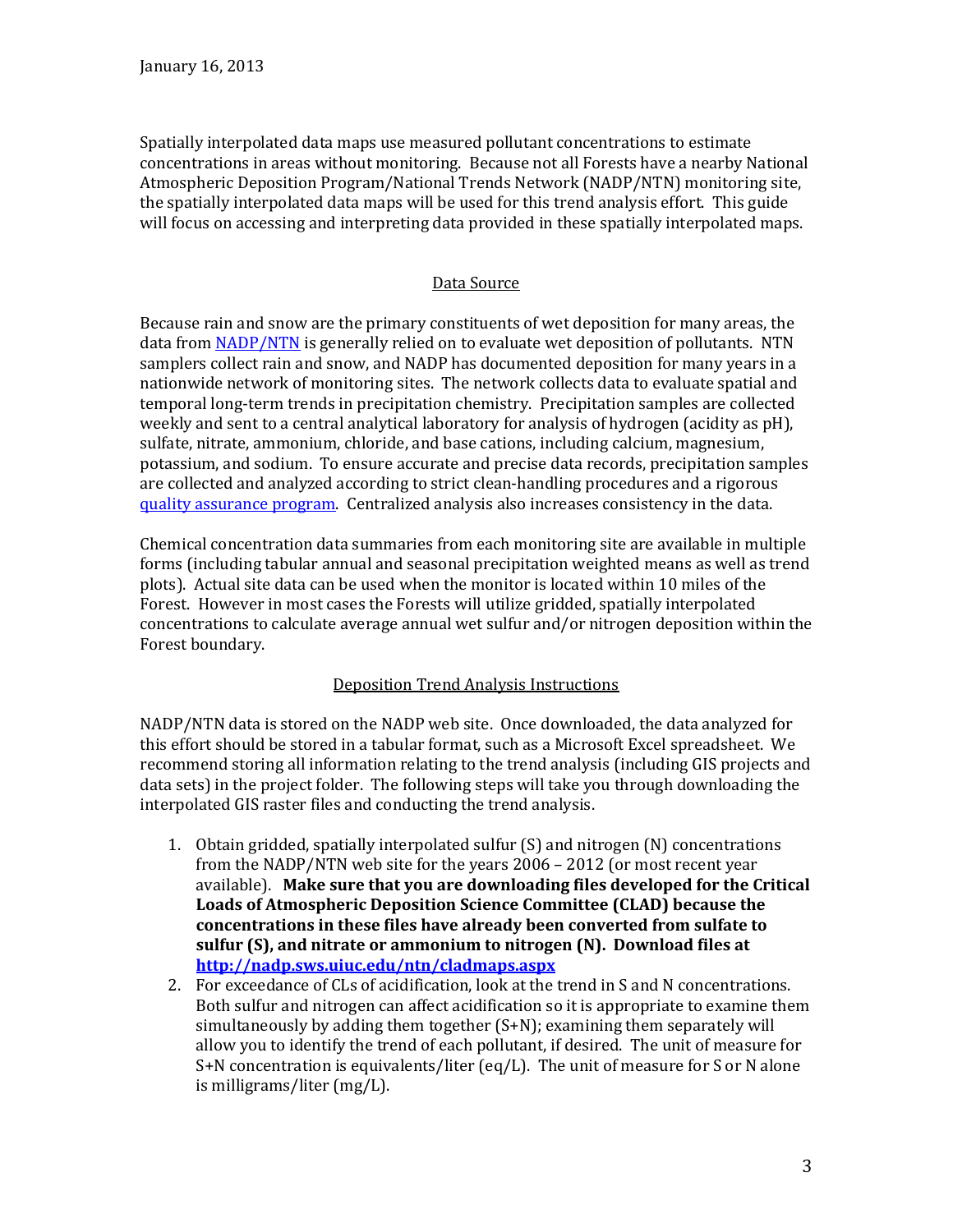January 16, 2013

Spatially interpolated data maps use measured pollutant concentrations to estimate concentrations in areas without monitoring. Because not all Forests have a nearby National Atmospheric Deposition Program/National Trends Network (NADP/NTN) monitoring site, the spatially interpolated data maps will be used for this trend analysis effort. This guide will focus on accessing and interpreting data provided in these spatially interpolated maps.

## Data Source

Because rain and snow are the primary constituents of wet deposition for many areas, the data from NADP/NTN is generally relied on to evaluate wet deposition of pollutants. NTN samplers collect rain and snow, and NADP has documented deposition for many years in a nationwide network of monitoring sites. The network collects data to evaluate spatial and temporal long-term trends in precipitation chemistry. Precipitation samples are collected weekly and sent to a central analytical laboratory for analysis of hydrogen (acidity as pH), sulfate, nitrate, ammonium, chloride, and base cations, including calcium, magnesium, potassium, and sodium. To ensure accurate and precise data records, precipitation samples are collected and analyzed according to strict clean-handling procedures and a rigorous quality assurance program. Centralized analysis also increases consistency in the data.

Chemical concentration data summaries from each monitoring site are available in multiple forms (including tabular annual and seasonal precipitation weighted means as well as trend plots). Actual site data can be used when the monitor is located within 10 miles of the Forest. However in most cases the Forests will utilize gridded, spatially interpolated concentrations to calculate average annual wet sulfur and/or nitrogen deposition within the Forest boundary.

## Deposition Trend Analysis Instructions

NADP/NTN data is stored on the NADP web site. Once downloaded, the data analyzed for this effort should be stored in a tabular format, such as a Microsoft Excel spreadsheet. We recommend storing all information relating to the trend analysis (including GIS projects and data sets) in the project folder. The following steps will take you through downloading the interpolated GIS raster files and conducting the trend analysis.

1. Obtain gridded, spatially interpolated sulfur (S) and nitrogen (N) concentrations from the NADP/NTN web site for the years 2006 – 2012 (or most recent year available). **Make sure that you are downloading files developed for the Critical Loads of Atmospheric Deposition Science Committee (CLAD) because the concentrations in these files have already been converted from sulfate to sulfur (S), and nitrate or ammonium to nitrogen (N). Download files at http://nadp.sws.uiuc.edu/ntn/cladmaps.aspx**
2. For exceedance of CLs of acidification, look at the trend in S and N concentrations. Both sulfur and nitrogen can affect acidification so it is appropriate to examine them simultaneously by adding them together (S+N); examining them separately will allow you to identify the trend of each pollutant, if desired. The unit of measure for S+N concentration is equivalents/liter (eq/L). The unit of measure for S or N alone is milligrams/liter (mg/L).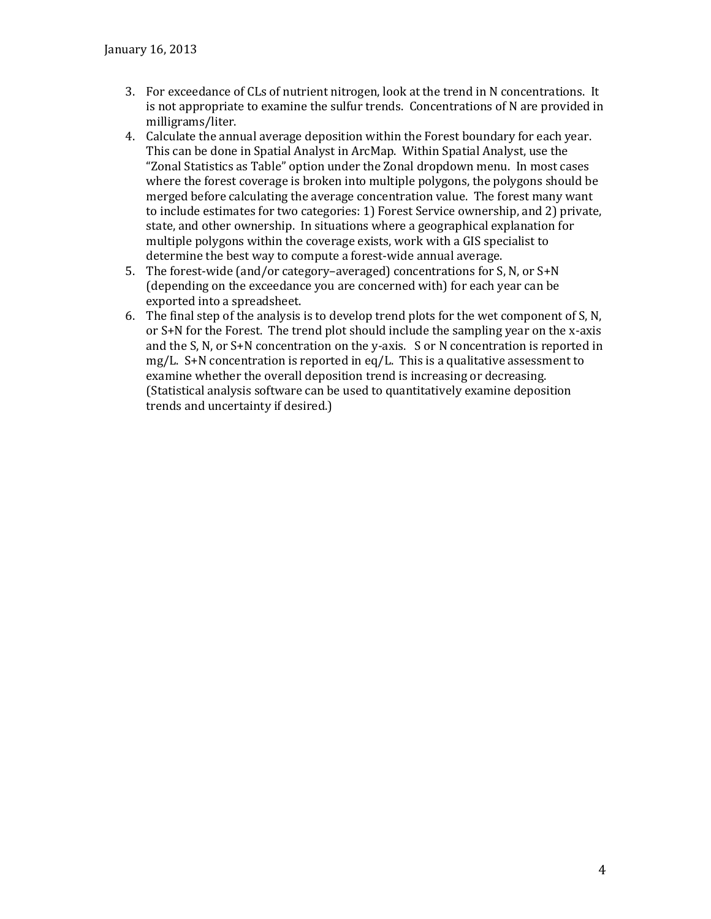3. For exceedance of CLs of nutrient nitrogen, look at the trend in N concentrations. It is not appropriate to examine the sulfur trends. Concentrations of N are provided in milligrams/liter.
4. Calculate the annual average deposition within the Forest boundary for each year. This can be done in Spatial Analyst in ArcMap. Within Spatial Analyst, use the "Zonal Statistics as Table" option under the Zonal dropdown menu. In most cases where the forest coverage is broken into multiple polygons, the polygons should be merged before calculating the average concentration value. The forest many want to include estimates for two categories: 1) Forest Service ownership, and 2) private, state, and other ownership. In situations where a geographical explanation for multiple polygons within the coverage exists, work with a GIS specialist to determine the best way to compute a forest-wide annual average.
5. The forest-wide (and/or category–averaged) concentrations for S, N, or S+N (depending on the exceedance you are concerned with) for each year can be exported into a spreadsheet.
6. The final step of the analysis is to develop trend plots for the wet component of S, N, or S+N for the Forest. The trend plot should include the sampling year on the x-axis and the S, N, or S+N concentration on the y-axis. S or N concentration is reported in mg/L. S+N concentration is reported in eq/L. This is a qualitative assessment to examine whether the overall deposition trend is increasing or decreasing. (Statistical analysis software can be used to quantitatively examine deposition trends and uncertainty if desired.)